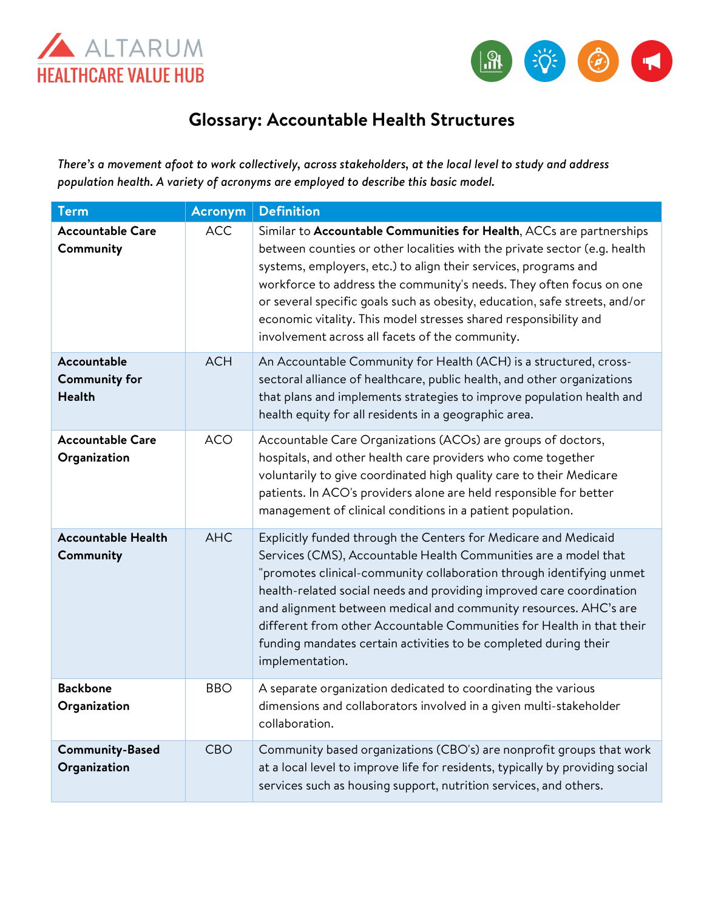ALTARUM
HEALTHCARE VALUE HUB

# Glossary: Accountable Health Structures

*There's a movement afoot to work collectively, across stakeholders, at the local level to study and address population health. A variety of acronyms are employed to describe this basic model.*

| Term | Acronym | Definition |
|---|---|---|
| **Accountable Care Community** | ACC | Similar to **Accountable Communities for Health**, ACCs are partnerships between counties or other localities with the private sector (e.g. health systems, employers, etc.) to align their services, programs and workforce to address the community's needs. They often focus on one or several specific goals such as obesity, education, safe streets, and/or economic vitality. This model stresses shared responsibility and involvement across all facets of the community. |
| **Accountable Community for Health** | ACH | An Accountable Community for Health (ACH) is a structured, cross-sectoral alliance of healthcare, public health, and other organizations that plans and implements strategies to improve population health and health equity for all residents in a geographic area. |
| **Accountable Care Organization** | ACO | Accountable Care Organizations (ACOs) are groups of doctors, hospitals, and other health care providers who come together voluntarily to give coordinated high quality care to their Medicare patients. In ACO's providers alone are held responsible for better management of clinical conditions in a patient population. |
| **Accountable Health Community** | AHC | Explicitly funded through the Centers for Medicare and Medicaid Services (CMS), Accountable Health Communities are a model that "promotes clinical-community collaboration through identifying unmet health-related social needs and providing improved care coordination and alignment between medical and community resources. AHC's are different from other Accountable Communities for Health in that their funding mandates certain activities to be completed during their implementation. |
| **Backbone Organization** | BBO | A separate organization dedicated to coordinating the various dimensions and collaborators involved in a given multi-stakeholder collaboration. |
| **Community-Based Organization** | CBO | Community based organizations (CBO's) are nonprofit groups that work at a local level to improve life for residents, typically by providing social services such as housing support, nutrition services, and others. |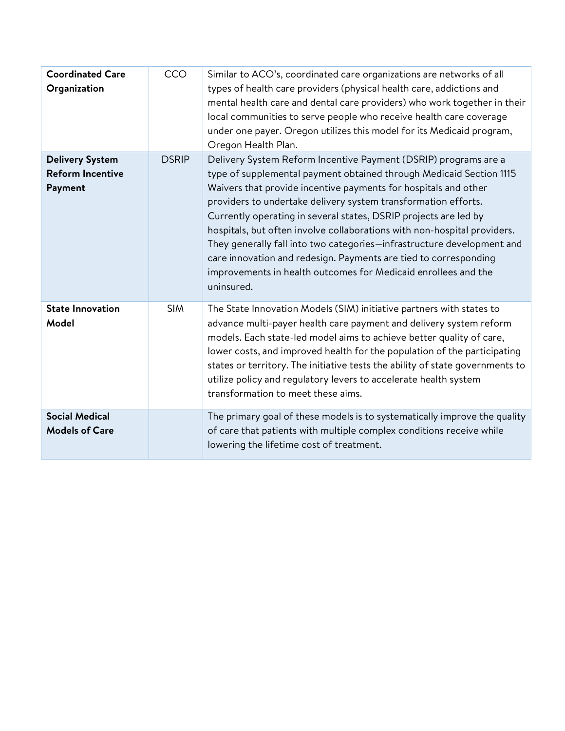| | | |
|---|---|---|
| **Coordinated Care Organization** | CCO | Similar to ACO's, coordinated care organizations are networks of all types of health care providers (physical health care, addictions and mental health care and dental care providers) who work together in their local communities to serve people who receive health care coverage under one payer. Oregon utilizes this model for its Medicaid program, Oregon Health Plan. |
| **Delivery System Reform Incentive Payment** | DSRIP | Delivery System Reform Incentive Payment (DSRIP) programs are a type of supplemental payment obtained through Medicaid Section 1115 Waivers that provide incentive payments for hospitals and other providers to undertake delivery system transformation efforts. Currently operating in several states, DSRIP projects are led by hospitals, but often involve collaborations with non-hospital providers. They generally fall into two categories—infrastructure development and care innovation and redesign. Payments are tied to corresponding improvements in health outcomes for Medicaid enrollees and the uninsured. |
| **State Innovation Model** | SIM | The State Innovation Models (SIM) initiative partners with states to advance multi-payer health care payment and delivery system reform models. Each state-led model aims to achieve better quality of care, lower costs, and improved health for the population of the participating states or territory. The initiative tests the ability of state governments to utilize policy and regulatory levers to accelerate health system transformation to meet these aims. |
| **Social Medical Models of Care** | | The primary goal of these models is to systematically improve the quality of care that patients with multiple complex conditions receive while lowering the lifetime cost of treatment. |